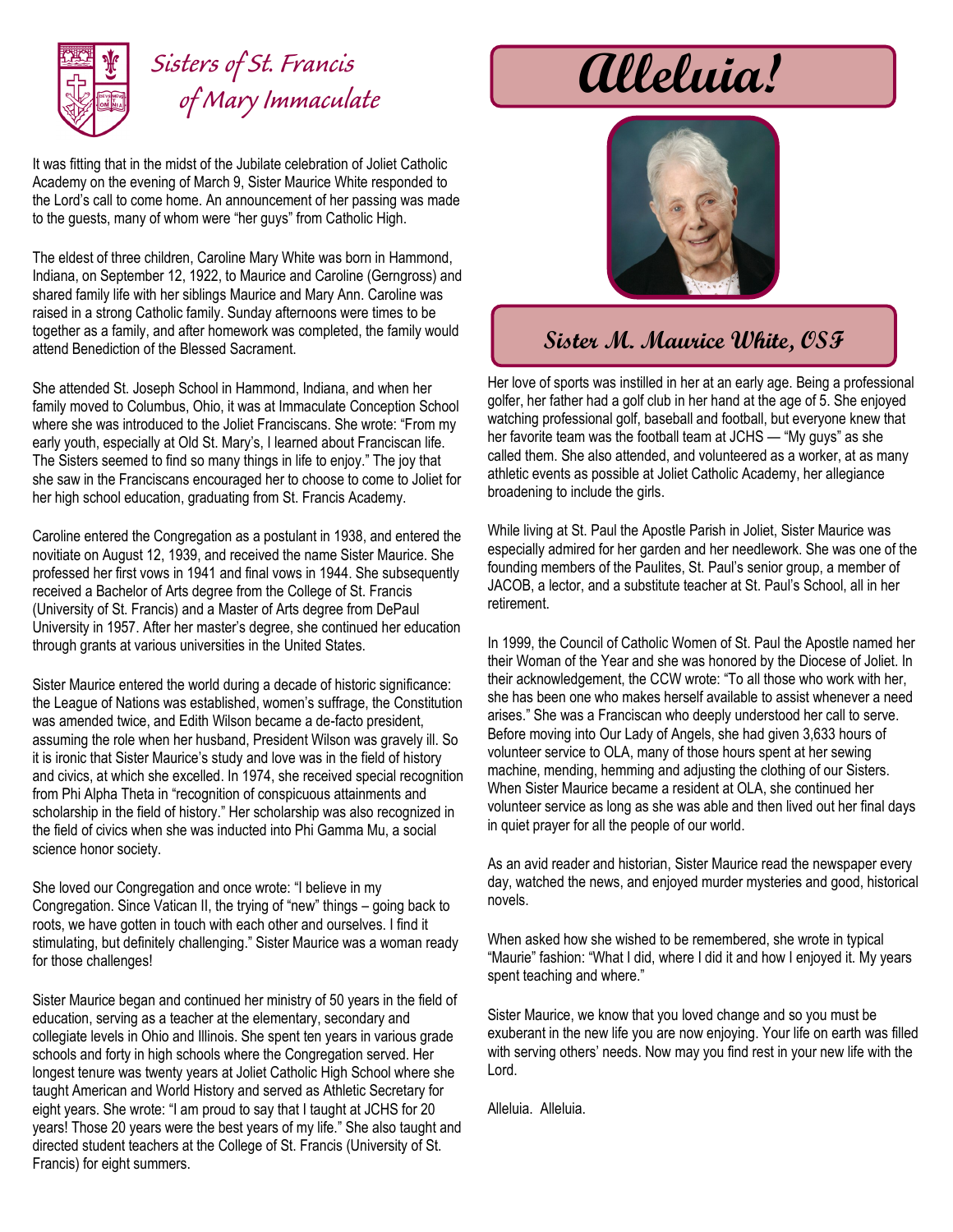# Sisters of St. Francis of Mary Immaculate

# Alleluia!

## Sister M. Maurice White, OSF

It was fitting that in the midst of the Jubilate celebration of Joliet Catholic Academy on the evening of March 9, Sister Maurice White responded to the Lord's call to come home. An announcement of her passing was made to the guests, many of whom were "her guys" from Catholic High.

The eldest of three children, Caroline Mary White was born in Hammond, Indiana, on September 12, 1922, to Maurice and Caroline (Gerngross) and shared family life with her siblings Maurice and Mary Ann. Caroline was raised in a strong Catholic family. Sunday afternoons were times to be together as a family, and after homework was completed, the family would attend Benediction of the Blessed Sacrament.

She attended St. Joseph School in Hammond, Indiana, and when her family moved to Columbus, Ohio, it was at Immaculate Conception School where she was introduced to the Joliet Franciscans. She wrote: "From my early youth, especially at Old St. Mary's, I learned about Franciscan life. The Sisters seemed to find so many things in life to enjoy." The joy that she saw in the Franciscans encouraged her to choose to come to Joliet for her high school education, graduating from St. Francis Academy.

Caroline entered the Congregation as a postulant in 1938, and entered the novitiate on August 12, 1939, and received the name Sister Maurice. She professed her first vows in 1941 and final vows in 1944. She subsequently received a Bachelor of Arts degree from the College of St. Francis (University of St. Francis) and a Master of Arts degree from DePaul University in 1957. After her master's degree, she continued her education through grants at various universities in the United States.

Sister Maurice entered the world during a decade of historic significance: the League of Nations was established, women's suffrage, the Constitution was amended twice, and Edith Wilson became a de-facto president, assuming the role when her husband, President Wilson was gravely ill. So it is ironic that Sister Maurice's study and love was in the field of history and civics, at which she excelled. In 1974, she received special recognition from Phi Alpha Theta in "recognition of conspicuous attainments and scholarship in the field of history." Her scholarship was also recognized in the field of civics when she was inducted into Phi Gamma Mu, a social science honor society.

She loved our Congregation and once wrote: "I believe in my Congregation. Since Vatican II, the trying of "new" things – going back to roots, we have gotten in touch with each other and ourselves. I find it stimulating, but definitely challenging." Sister Maurice was a woman ready for those challenges!

Sister Maurice began and continued her ministry of 50 years in the field of education, serving as a teacher at the elementary, secondary and collegiate levels in Ohio and Illinois. She spent ten years in various grade schools and forty in high schools where the Congregation served. Her longest tenure was twenty years at Joliet Catholic High School where she taught American and World History and served as Athletic Secretary for eight years. She wrote: "I am proud to say that I taught at JCHS for 20 years! Those 20 years were the best years of my life." She also taught and directed student teachers at the College of St. Francis (University of St. Francis) for eight summers.

Her love of sports was instilled in her at an early age. Being a professional golfer, her father had a golf club in her hand at the age of 5. She enjoyed watching professional golf, baseball and football, but everyone knew that her favorite team was the football team at JCHS — "My guys" as she called them. She also attended, and volunteered as a worker, at as many athletic events as possible at Joliet Catholic Academy, her allegiance broadening to include the girls.

While living at St. Paul the Apostle Parish in Joliet, Sister Maurice was especially admired for her garden and her needlework. She was one of the founding members of the Paulites, St. Paul's senior group, a member of JACOB, a lector, and a substitute teacher at St. Paul's School, all in her retirement.

In 1999, the Council of Catholic Women of St. Paul the Apostle named her their Woman of the Year and she was honored by the Diocese of Joliet. In their acknowledgement, the CCW wrote: "To all those who work with her, she has been one who makes herself available to assist whenever a need arises." She was a Franciscan who deeply understood her call to serve. Before moving into Our Lady of Angels, she had given 3,633 hours of volunteer service to OLA, many of those hours spent at her sewing machine, mending, hemming and adjusting the clothing of our Sisters. When Sister Maurice became a resident at OLA, she continued her volunteer service as long as she was able and then lived out her final days in quiet prayer for all the people of our world.

As an avid reader and historian, Sister Maurice read the newspaper every day, watched the news, and enjoyed murder mysteries and good, historical novels.

When asked how she wished to be remembered, she wrote in typical "Maurie" fashion: "What I did, where I did it and how I enjoyed it. My years spent teaching and where."

Sister Maurice, we know that you loved change and so you must be exuberant in the new life you are now enjoying. Your life on earth was filled with serving others' needs. Now may you find rest in your new life with the Lord.

Alleluia. Alleluia.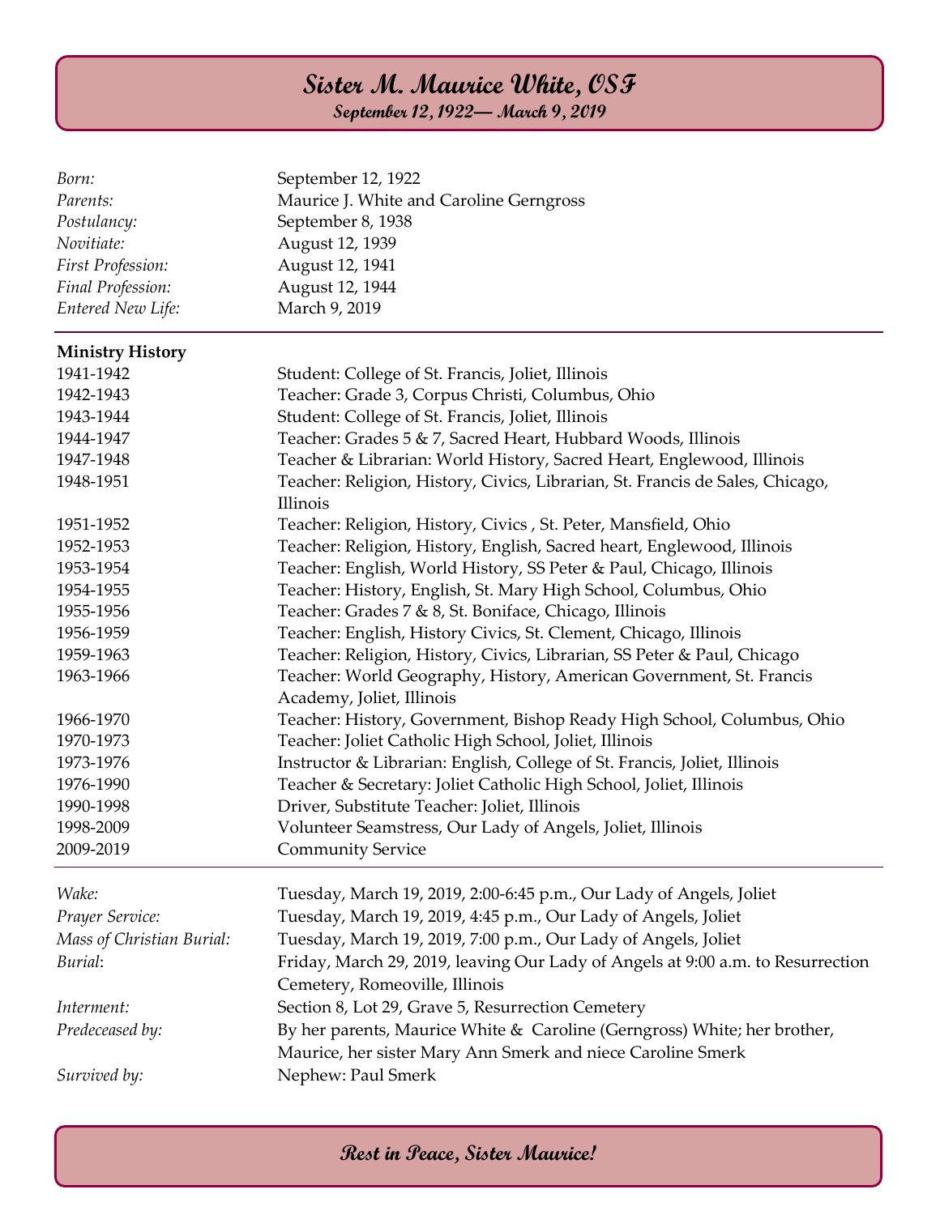# Sister M. Maurice White, OSF

**September 12, 1922— March 9, 2019**

| | |
|---|---|
| *Born:* | September 12, 1922 |
| *Parents:* | Maurice J. White and Caroline Gerngross |
| *Postulancy:* | September 8, 1938 |
| *Novitiate:* | August 12, 1939 |
| *First Profession:* | August 12, 1941 |
| *Final Profession:* | August 12, 1944 |
| *Entered New Life:* | March 9, 2019 |

**Ministry History**

| | |
|---|---|
| 1941-1942 | Student: College of St. Francis, Joliet, Illinois |
| 1942-1943 | Teacher: Grade 3, Corpus Christi, Columbus, Ohio |
| 1943-1944 | Student: College of St. Francis, Joliet, Illinois |
| 1944-1947 | Teacher: Grades 5 & 7, Sacred Heart, Hubbard Woods, Illinois |
| 1947-1948 | Teacher & Librarian: World History, Sacred Heart, Englewood, Illinois |
| 1948-1951 | Teacher: Religion, History, Civics, Librarian, St. Francis de Sales, Chicago, Illinois |
| 1951-1952 | Teacher: Religion, History, Civics , St. Peter, Mansfield, Ohio |
| 1952-1953 | Teacher: Religion, History, English, Sacred heart, Englewood, Illinois |
| 1953-1954 | Teacher: English, World History, SS Peter & Paul, Chicago, Illinois |
| 1954-1955 | Teacher: History, English, St. Mary High School, Columbus, Ohio |
| 1955-1956 | Teacher: Grades 7 & 8, St. Boniface, Chicago, Illinois |
| 1956-1959 | Teacher: English, History Civics, St. Clement, Chicago, Illinois |
| 1959-1963 | Teacher: Religion, History, Civics, Librarian, SS Peter & Paul, Chicago |
| 1963-1966 | Teacher: World Geography, History, American Government, St. Francis Academy, Joliet, Illinois |
| 1966-1970 | Teacher: History, Government, Bishop Ready High School, Columbus, Ohio |
| 1970-1973 | Teacher: Joliet Catholic High School, Joliet, Illinois |
| 1973-1976 | Instructor & Librarian: English, College of St. Francis, Joliet, Illinois |
| 1976-1990 | Teacher & Secretary: Joliet Catholic High School, Joliet, Illinois |
| 1990-1998 | Driver, Substitute Teacher: Joliet, Illinois |
| 1998-2009 | Volunteer Seamstress, Our Lady of Angels, Joliet, Illinois |
| 2009-2019 | Community Service |

| | |
|---|---|
| *Wake:* | Tuesday, March 19, 2019, 2:00-6:45 p.m., Our Lady of Angels, Joliet |
| *Prayer Service:* | Tuesday, March 19, 2019, 4:45 p.m., Our Lady of Angels, Joliet |
| *Mass of Christian Burial:* | Tuesday, March 19, 2019, 7:00 p.m., Our Lady of Angels, Joliet |
| *Burial*: | Friday, March 29, 2019, leaving Our Lady of Angels at 9:00 a.m. to Resurrection Cemetery, Romeoville, Illinois |
| *Interment:* | Section 8, Lot 29, Grave 5, Resurrection Cemetery |
| *Predeceased by:* | By her parents, Maurice White & Caroline (Gerngross) White; her brother, Maurice, her sister Mary Ann Smerk and niece Caroline Smerk |
| *Survived by:* | Nephew: Paul Smerk |

**Rest in Peace, Sister Maurice!**